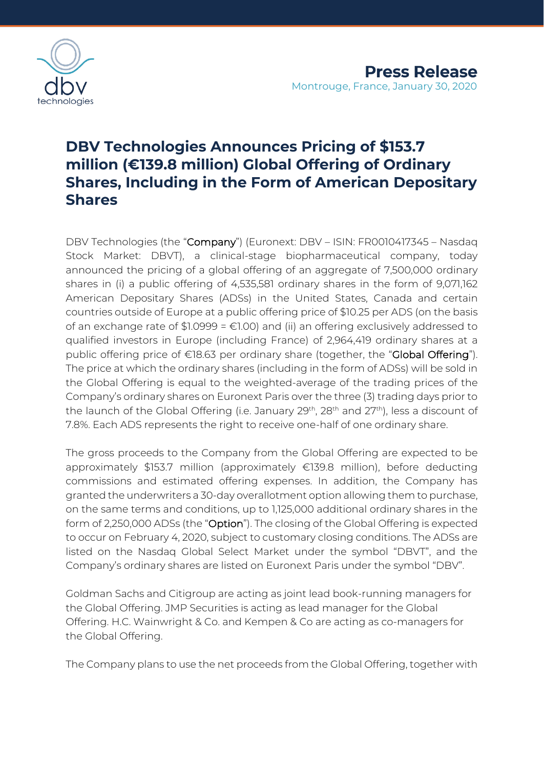**Press Release**

Montrouge, France, January 30, 2020

# DBV Technologies Announces Pricing of $153.7 million (€139.8 million) Global Offering of Ordinary Shares, Including in the Form of American Depositary Shares

DBV Technologies (the "**Company**") (Euronext: DBV – ISIN: FR0010417345 – Nasdaq Stock Market: DBVT), a clinical-stage biopharmaceutical company, today announced the pricing of a global offering of an aggregate of 7,500,000 ordinary shares in (i) a public offering of 4,535,581 ordinary shares in the form of 9,071,162 American Depositary Shares (ADSs) in the United States, Canada and certain countries outside of Europe at a public offering price of $10.25 per ADS (on the basis of an exchange rate of $1.0999 = €1.00) and (ii) an offering exclusively addressed to qualified investors in Europe (including France) of 2,964,419 ordinary shares at a public offering price of €18.63 per ordinary share (together, the "**Global Offering**"). The price at which the ordinary shares (including in the form of ADSs) will be sold in the Global Offering is equal to the weighted-average of the trading prices of the Company's ordinary shares on Euronext Paris over the three (3) trading days prior to the launch of the Global Offering (i.e. January 29th, 28th and 27th), less a discount of 7.8%. Each ADS represents the right to receive one-half of one ordinary share.

The gross proceeds to the Company from the Global Offering are expected to be approximately $153.7 million (approximately €139.8 million), before deducting commissions and estimated offering expenses. In addition, the Company has granted the underwriters a 30-day overallotment option allowing them to purchase, on the same terms and conditions, up to 1,125,000 additional ordinary shares in the form of 2,250,000 ADSs (the "**Option**"). The closing of the Global Offering is expected to occur on February 4, 2020, subject to customary closing conditions. The ADSs are listed on the Nasdaq Global Select Market under the symbol "DBVT", and the Company's ordinary shares are listed on Euronext Paris under the symbol "DBV".

Goldman Sachs and Citigroup are acting as joint lead book-running managers for the Global Offering. JMP Securities is acting as lead manager for the Global Offering. H.C. Wainwright & Co. and Kempen & Co are acting as co-managers for the Global Offering.

The Company plans to use the net proceeds from the Global Offering, together with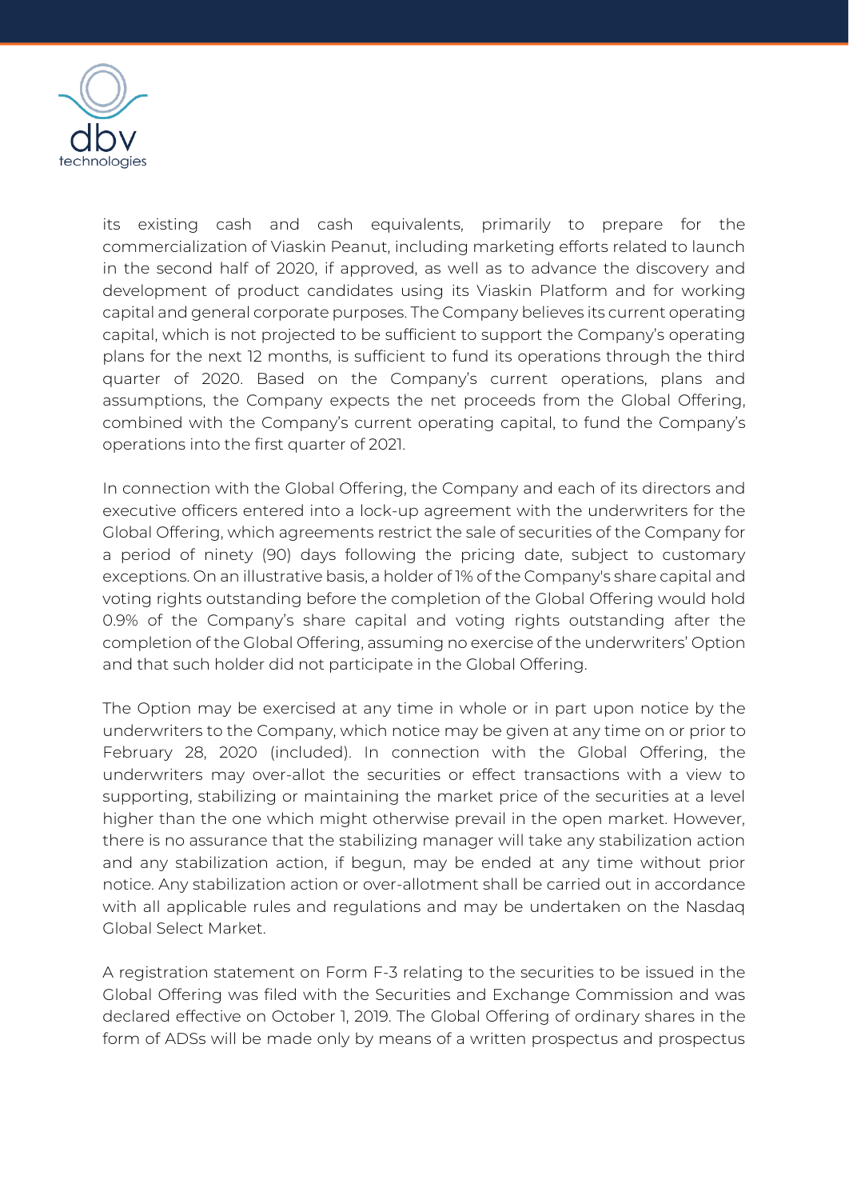its existing cash and cash equivalents, primarily to prepare for the commercialization of Viaskin Peanut, including marketing efforts related to launch in the second half of 2020, if approved, as well as to advance the discovery and development of product candidates using its Viaskin Platform and for working capital and general corporate purposes. The Company believes its current operating capital, which is not projected to be sufficient to support the Company's operating plans for the next 12 months, is sufficient to fund its operations through the third quarter of 2020. Based on the Company's current operations, plans and assumptions, the Company expects the net proceeds from the Global Offering, combined with the Company's current operating capital, to fund the Company's operations into the first quarter of 2021.

In connection with the Global Offering, the Company and each of its directors and executive officers entered into a lock-up agreement with the underwriters for the Global Offering, which agreements restrict the sale of securities of the Company for a period of ninety (90) days following the pricing date, subject to customary exceptions. On an illustrative basis, a holder of 1% of the Company's share capital and voting rights outstanding before the completion of the Global Offering would hold 0.9% of the Company's share capital and voting rights outstanding after the completion of the Global Offering, assuming no exercise of the underwriters' Option and that such holder did not participate in the Global Offering.

The Option may be exercised at any time in whole or in part upon notice by the underwriters to the Company, which notice may be given at any time on or prior to February 28, 2020 (included). In connection with the Global Offering, the underwriters may over-allot the securities or effect transactions with a view to supporting, stabilizing or maintaining the market price of the securities at a level higher than the one which might otherwise prevail in the open market. However, there is no assurance that the stabilizing manager will take any stabilization action and any stabilization action, if begun, may be ended at any time without prior notice. Any stabilization action or over-allotment shall be carried out in accordance with all applicable rules and regulations and may be undertaken on the Nasdaq Global Select Market.

A registration statement on Form F-3 relating to the securities to be issued in the Global Offering was filed with the Securities and Exchange Commission and was declared effective on October 1, 2019. The Global Offering of ordinary shares in the form of ADSs will be made only by means of a written prospectus and prospectus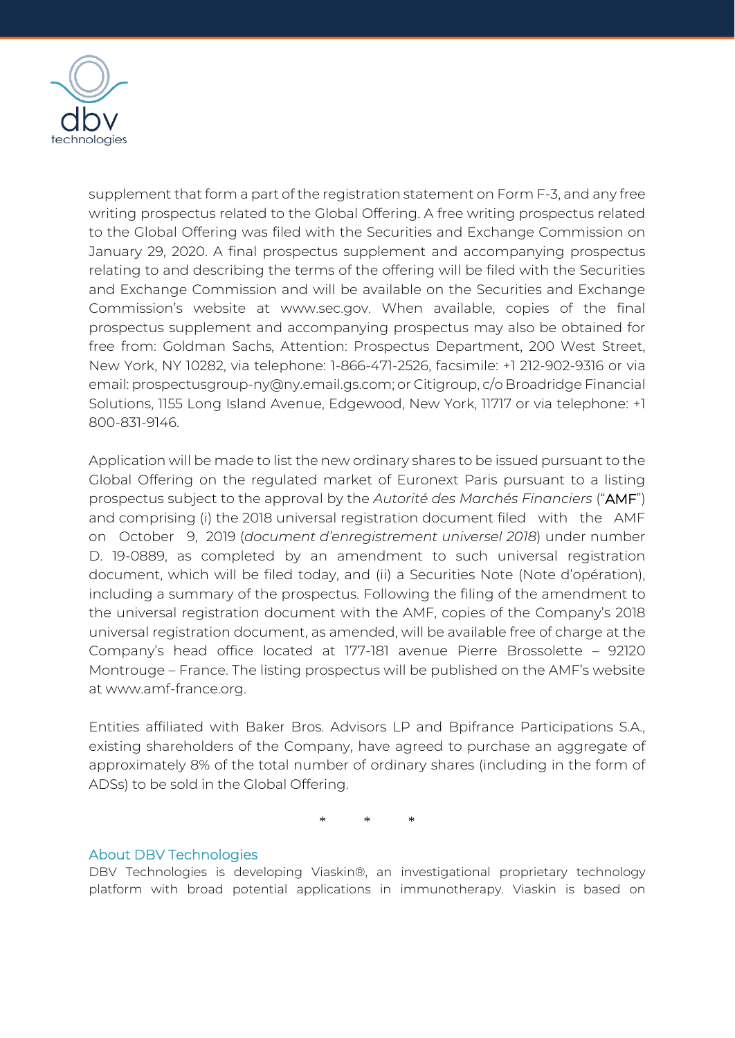supplement that form a part of the registration statement on Form F-3, and any free writing prospectus related to the Global Offering. A free writing prospectus related to the Global Offering was filed with the Securities and Exchange Commission on January 29, 2020. A final prospectus supplement and accompanying prospectus relating to and describing the terms of the offering will be filed with the Securities and Exchange Commission and will be available on the Securities and Exchange Commission's website at www.sec.gov. When available, copies of the final prospectus supplement and accompanying prospectus may also be obtained for free from: Goldman Sachs, Attention: Prospectus Department, 200 West Street, New York, NY 10282, via telephone: 1-866-471-2526, facsimile: +1 212-902-9316 or via email: prospectusgroup-ny@ny.email.gs.com; or Citigroup, c/o Broadridge Financial Solutions, 1155 Long Island Avenue, Edgewood, New York, 11717 or via telephone: +1 800-831-9146.

Application will be made to list the new ordinary shares to be issued pursuant to the Global Offering on the regulated market of Euronext Paris pursuant to a listing prospectus subject to the approval by the *Autorité des Marchés Financiers* ("AMF") and comprising (i) the 2018 universal registration document filed with the AMF on October 9, 2019 (*document d'enregistrement universel 2018*) under number D. 19-0889, as completed by an amendment to such universal registration document, which will be filed today, and (ii) a Securities Note (Note d'opération), including a summary of the prospectus. Following the filing of the amendment to the universal registration document with the AMF, copies of the Company's 2018 universal registration document, as amended, will be available free of charge at the Company's head office located at 177-181 avenue Pierre Brossolette – 92120 Montrouge – France. The listing prospectus will be published on the AMF's website at www.amf-france.org.

Entities affiliated with Baker Bros. Advisors LP and Bpifrance Participations S.A., existing shareholders of the Company, have agreed to purchase an aggregate of approximately 8% of the total number of ordinary shares (including in the form of ADSs) to be sold in the Global Offering.

\* \* \*

## About DBV Technologies

DBV Technologies is developing Viaskin®, an investigational proprietary technology platform with broad potential applications in immunotherapy. Viaskin is based on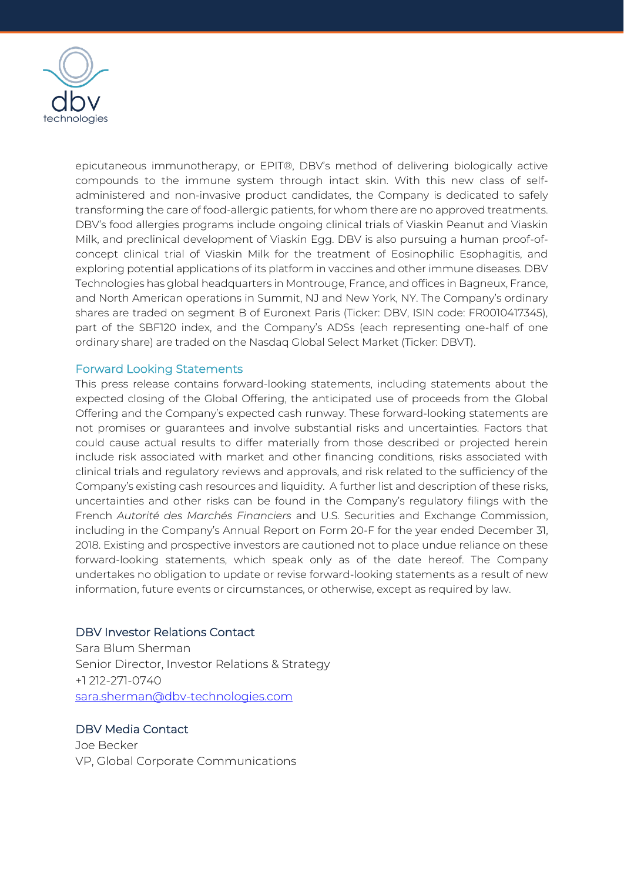epicutaneous immunotherapy, or EPIT®, DBV's method of delivering biologically active compounds to the immune system through intact skin. With this new class of self-administered and non-invasive product candidates, the Company is dedicated to safely transforming the care of food-allergic patients, for whom there are no approved treatments. DBV's food allergies programs include ongoing clinical trials of Viaskin Peanut and Viaskin Milk, and preclinical development of Viaskin Egg. DBV is also pursuing a human proof-of-concept clinical trial of Viaskin Milk for the treatment of Eosinophilic Esophagitis, and exploring potential applications of its platform in vaccines and other immune diseases. DBV Technologies has global headquarters in Montrouge, France, and offices in Bagneux, France, and North American operations in Summit, NJ and New York, NY. The Company's ordinary shares are traded on segment B of Euronext Paris (Ticker: DBV, ISIN code: FR0010417345), part of the SBF120 index, and the Company's ADSs (each representing one-half of one ordinary share) are traded on the Nasdaq Global Select Market (Ticker: DBVT).

## Forward Looking Statements

This press release contains forward-looking statements, including statements about the expected closing of the Global Offering, the anticipated use of proceeds from the Global Offering and the Company's expected cash runway. These forward-looking statements are not promises or guarantees and involve substantial risks and uncertainties. Factors that could cause actual results to differ materially from those described or projected herein include risk associated with market and other financing conditions, risks associated with clinical trials and regulatory reviews and approvals, and risk related to the sufficiency of the Company's existing cash resources and liquidity. A further list and description of these risks, uncertainties and other risks can be found in the Company's regulatory filings with the French *Autorité des Marchés Financiers* and U.S. Securities and Exchange Commission, including in the Company's Annual Report on Form 20-F for the year ended December 31, 2018. Existing and prospective investors are cautioned not to place undue reliance on these forward-looking statements, which speak only as of the date hereof. The Company undertakes no obligation to update or revise forward-looking statements as a result of new information, future events or circumstances, or otherwise, except as required by law.

## DBV Investor Relations Contact

Sara Blum Sherman
Senior Director, Investor Relations & Strategy
+1 212-271-0740
sara.sherman@dbv-technologies.com

## DBV Media Contact

Joe Becker
VP, Global Corporate Communications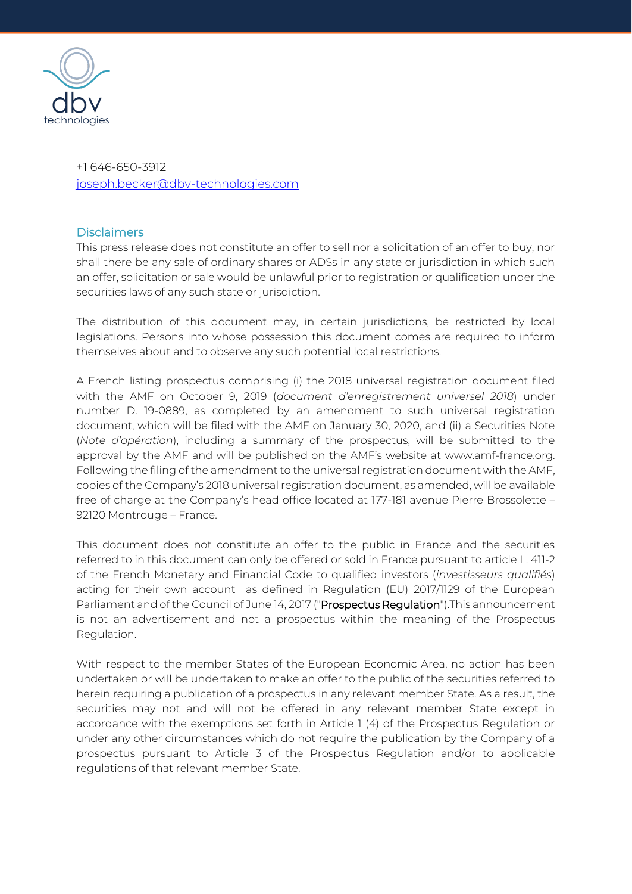+1 646-650-3912
joseph.becker@dbv-technologies.com

## Disclaimers

This press release does not constitute an offer to sell nor a solicitation of an offer to buy, nor shall there be any sale of ordinary shares or ADSs in any state or jurisdiction in which such an offer, solicitation or sale would be unlawful prior to registration or qualification under the securities laws of any such state or jurisdiction.

The distribution of this document may, in certain jurisdictions, be restricted by local legislations. Persons into whose possession this document comes are required to inform themselves about and to observe any such potential local restrictions.

A French listing prospectus comprising (i) the 2018 universal registration document filed with the AMF on October 9, 2019 (*document d'enregistrement universel 2018*) under number D. 19-0889, as completed by an amendment to such universal registration document, which will be filed with the AMF on January 30, 2020, and (ii) a Securities Note (*Note d'opération*), including a summary of the prospectus, will be submitted to the approval by the AMF and will be published on the AMF's website at www.amf-france.org. Following the filing of the amendment to the universal registration document with the AMF, copies of the Company's 2018 universal registration document, as amended, will be available free of charge at the Company's head office located at 177-181 avenue Pierre Brossolette – 92120 Montrouge – France.

This document does not constitute an offer to the public in France and the securities referred to in this document can only be offered or sold in France pursuant to article L. 411-2 of the French Monetary and Financial Code to qualified investors (*investisseurs qualifiés*) acting for their own account as defined in Regulation (EU) 2017/1129 of the European Parliament and of the Council of June 14, 2017 ("Prospectus Regulation").This announcement is not an advertisement and not a prospectus within the meaning of the Prospectus Regulation.

With respect to the member States of the European Economic Area, no action has been undertaken or will be undertaken to make an offer to the public of the securities referred to herein requiring a publication of a prospectus in any relevant member State. As a result, the securities may not and will not be offered in any relevant member State except in accordance with the exemptions set forth in Article 1 (4) of the Prospectus Regulation or under any other circumstances which do not require the publication by the Company of a prospectus pursuant to Article 3 of the Prospectus Regulation and/or to applicable regulations of that relevant member State.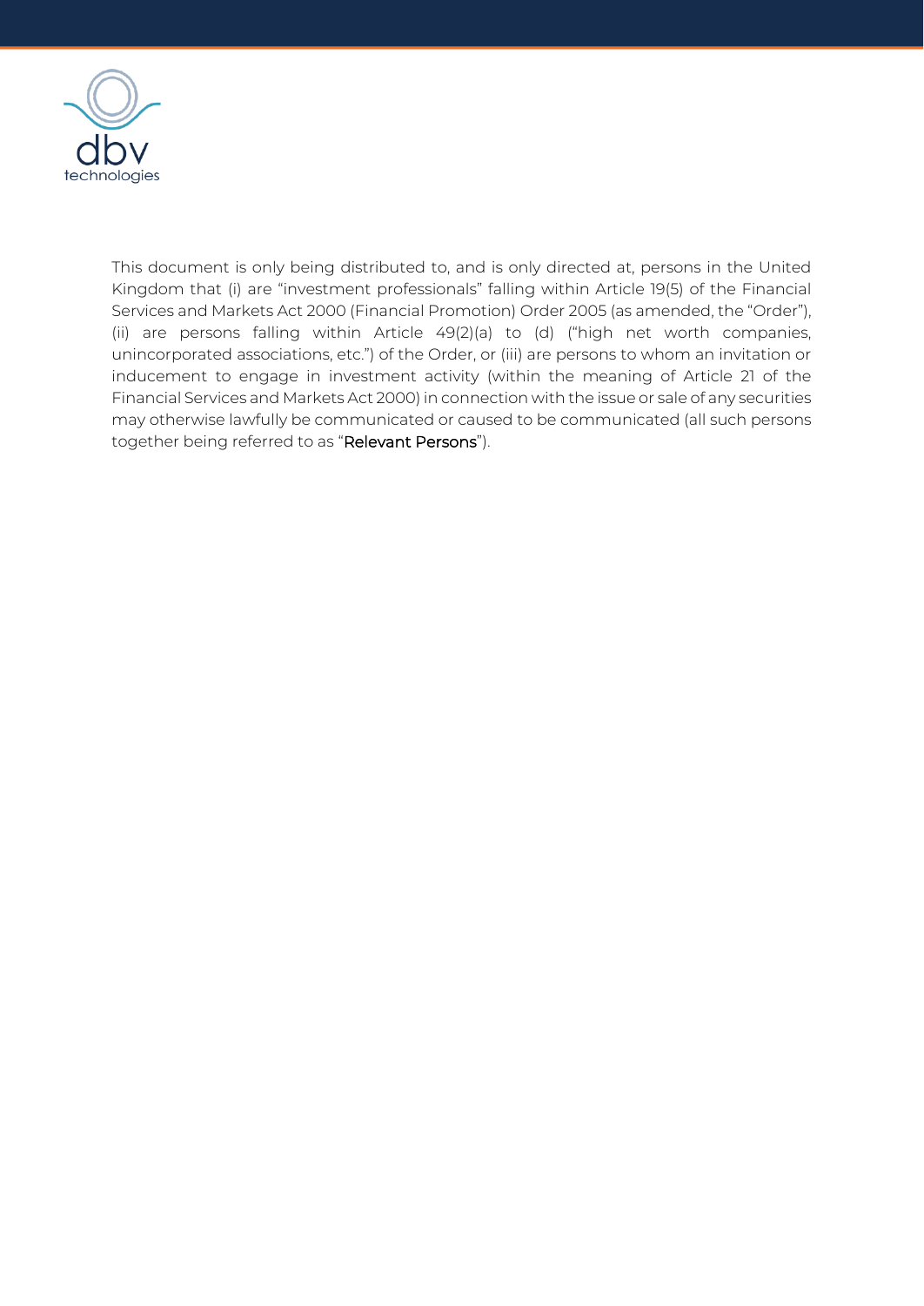This document is only being distributed to, and is only directed at, persons in the United Kingdom that (i) are "investment professionals" falling within Article 19(5) of the Financial Services and Markets Act 2000 (Financial Promotion) Order 2005 (as amended, the "Order"), (ii) are persons falling within Article 49(2)(a) to (d) ("high net worth companies, unincorporated associations, etc.") of the Order, or (iii) are persons to whom an invitation or inducement to engage in investment activity (within the meaning of Article 21 of the Financial Services and Markets Act 2000) in connection with the issue or sale of any securities may otherwise lawfully be communicated or caused to be communicated (all such persons together being referred to as "**Relevant Persons**").